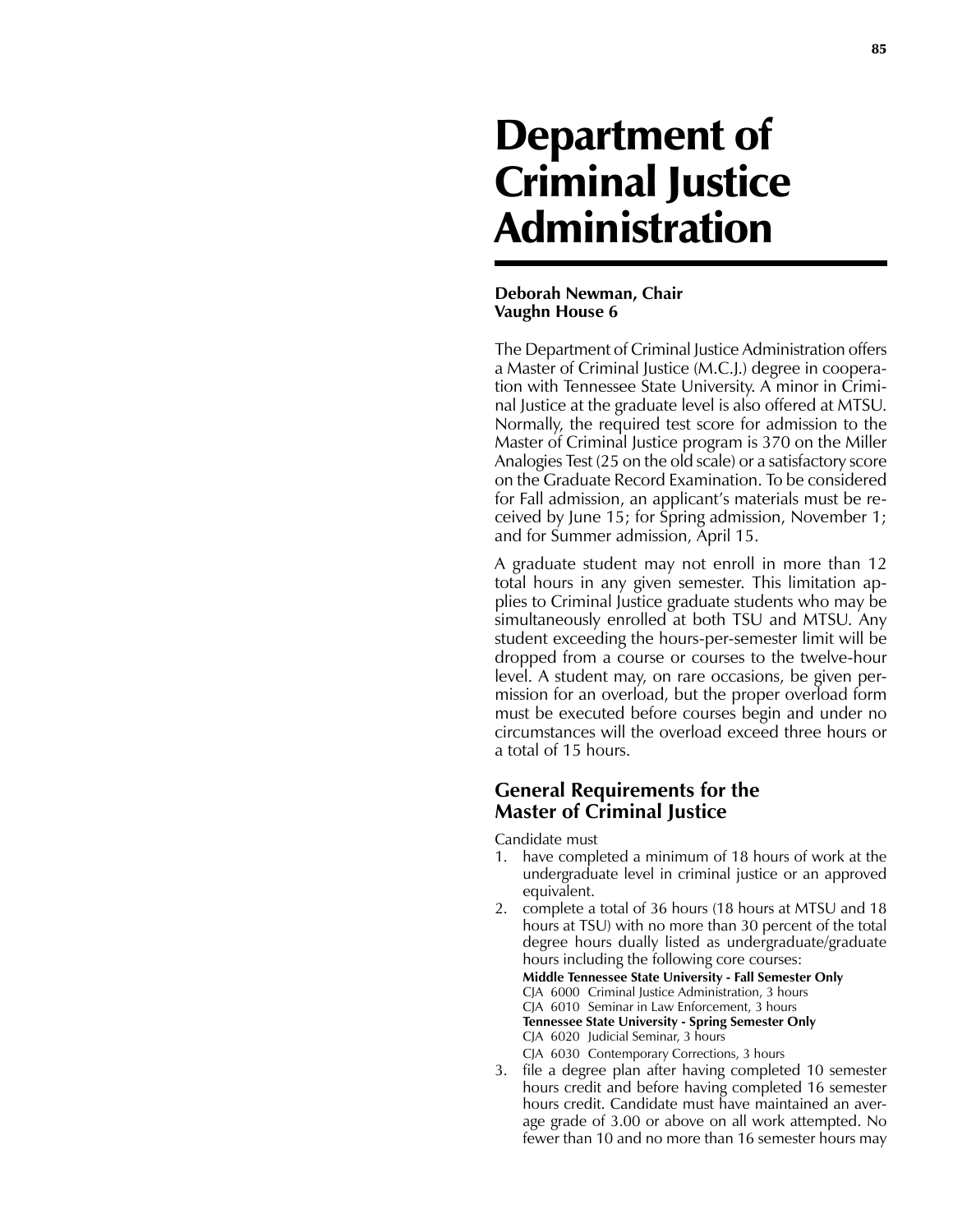# Department of Criminal Justice Administration

**Deborah Newman, Chair**
**Vaughn House 6**

The Department of Criminal Justice Administration offers a Master of Criminal Justice (M.C.J.) degree in cooperation with Tennessee State University. A minor in Criminal Justice at the graduate level is also offered at MTSU. Normally, the required test score for admission to the Master of Criminal Justice program is 370 on the Miller Analogies Test (25 on the old scale) or a satisfactory score on the Graduate Record Examination. To be considered for Fall admission, an applicant's materials must be received by June 15; for Spring admission, November 1; and for Summer admission, April 15.

A graduate student may not enroll in more than 12 total hours in any given semester. This limitation applies to Criminal Justice graduate students who may be simultaneously enrolled at both TSU and MTSU. Any student exceeding the hours-per-semester limit will be dropped from a course or courses to the twelve-hour level. A student may, on rare occasions, be given permission for an overload, but the proper overload form must be executed before courses begin and under no circumstances will the overload exceed three hours or a total of 15 hours.

## General Requirements for the Master of Criminal Justice

Candidate must

1. have completed a minimum of 18 hours of work at the undergraduate level in criminal justice or an approved equivalent.
2. complete a total of 36 hours (18 hours at MTSU and 18 hours at TSU) with no more than 30 percent of the total degree hours dually listed as undergraduate/graduate hours including the following core courses:

   **Middle Tennessee State University - Fall Semester Only**
   CJA 6000 Criminal Justice Administration, 3 hours
   CJA 6010 Seminar in Law Enforcement, 3 hours
   **Tennessee State University - Spring Semester Only**
   CJA 6020 Judicial Seminar, 3 hours
   CJA 6030 Contemporary Corrections, 3 hours
3. file a degree plan after having completed 10 semester hours credit and before having completed 16 semester hours credit. Candidate must have maintained an average grade of 3.00 or above on all work attempted. No fewer than 10 and no more than 16 semester hours may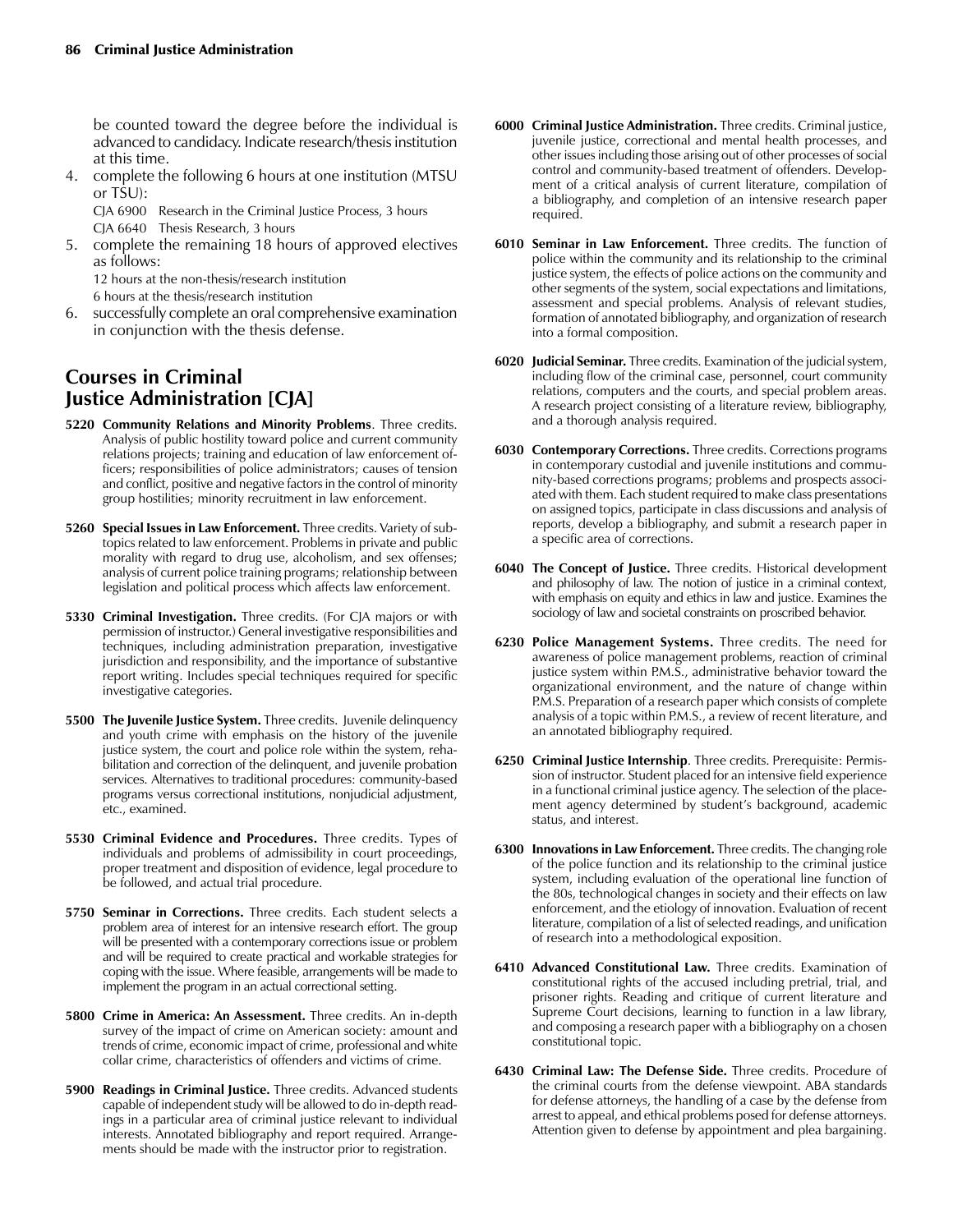be counted toward the degree before the individual is advanced to candidacy. Indicate research/thesis institution at this time.

4. complete the following 6 hours at one institution (MTSU or TSU):

   CJA 6900 Research in the Criminal Justice Process, 3 hours
   CJA 6640 Thesis Research, 3 hours

5. complete the remaining 18 hours of approved electives as follows:

   12 hours at the non-thesis/research institution
   6 hours at the thesis/research institution

6. successfully complete an oral comprehensive examination in conjunction with the thesis defense.

## Courses in Criminal Justice Administration [CJA]

**5220 Community Relations and Minority Problems**. Three credits. Analysis of public hostility toward police and current community relations projects; training and education of law enforcement officers; responsibilities of police administrators; causes of tension and conflict, positive and negative factors in the control of minority group hostilities; minority recruitment in law enforcement.

**5260 Special Issues in Law Enforcement.** Three credits. Variety of subtopics related to law enforcement. Problems in private and public morality with regard to drug use, alcoholism, and sex offenses; analysis of current police training programs; relationship between legislation and political process which affects law enforcement.

**5330 Criminal Investigation.** Three credits. (For CJA majors or with permission of instructor.) General investigative responsibilities and techniques, including administration preparation, investigative jurisdiction and responsibility, and the importance of substantive report writing. Includes special techniques required for specific investigative categories.

**5500 The Juvenile Justice System.** Three credits. Juvenile delinquency and youth crime with emphasis on the history of the juvenile justice system, the court and police role within the system, rehabilitation and correction of the delinquent, and juvenile probation services. Alternatives to traditional procedures: community-based programs versus correctional institutions, nonjudicial adjustment, etc., examined.

**5530 Criminal Evidence and Procedures.** Three credits. Types of individuals and problems of admissibility in court proceedings, proper treatment and disposition of evidence, legal procedure to be followed, and actual trial procedure.

**5750 Seminar in Corrections.** Three credits. Each student selects a problem area of interest for an intensive research effort. The group will be presented with a contemporary corrections issue or problem and will be required to create practical and workable strategies for coping with the issue. Where feasible, arrangements will be made to implement the program in an actual correctional setting.

**5800 Crime in America: An Assessment.** Three credits. An in-depth survey of the impact of crime on American society: amount and trends of crime, economic impact of crime, professional and white collar crime, characteristics of offenders and victims of crime.

**5900 Readings in Criminal Justice.** Three credits. Advanced students capable of independent study will be allowed to do in-depth readings in a particular area of criminal justice relevant to individual interests. Annotated bibliography and report required. Arrangements should be made with the instructor prior to registration.

**6000 Criminal Justice Administration.** Three credits. Criminal justice, juvenile justice, correctional and mental health processes, and other issues including those arising out of other processes of social control and community-based treatment of offenders. Development of a critical analysis of current literature, compilation of a bibliography, and completion of an intensive research paper required.

**6010 Seminar in Law Enforcement.** Three credits. The function of police within the community and its relationship to the criminal justice system, the effects of police actions on the community and other segments of the system, social expectations and limitations, assessment and special problems. Analysis of relevant studies, formation of annotated bibliography, and organization of research into a formal composition.

**6020 Judicial Seminar.** Three credits. Examination of the judicial system, including flow of the criminal case, personnel, court community relations, computers and the courts, and special problem areas. A research project consisting of a literature review, bibliography, and a thorough analysis required.

**6030 Contemporary Corrections.** Three credits. Corrections programs in contemporary custodial and juvenile institutions and community-based corrections programs; problems and prospects associated with them. Each student required to make class presentations on assigned topics, participate in class discussions and analysis of reports, develop a bibliography, and submit a research paper in a specific area of corrections.

**6040 The Concept of Justice.** Three credits. Historical development and philosophy of law. The notion of justice in a criminal context, with emphasis on equity and ethics in law and justice. Examines the sociology of law and societal constraints on proscribed behavior.

**6230 Police Management Systems.** Three credits. The need for awareness of police management problems, reaction of criminal justice system within P.M.S., administrative behavior toward the organizational environment, and the nature of change within P.M.S. Preparation of a research paper which consists of complete analysis of a topic within P.M.S., a review of recent literature, and an annotated bibliography required.

**6250 Criminal Justice Internship**. Three credits. Prerequisite: Permission of instructor. Student placed for an intensive field experience in a functional criminal justice agency. The selection of the placement agency determined by student's background, academic status, and interest.

**6300 Innovations in Law Enforcement.** Three credits. The changing role of the police function and its relationship to the criminal justice system, including evaluation of the operational line function of the 80s, technological changes in society and their effects on law enforcement, and the etiology of innovation. Evaluation of recent literature, compilation of a list of selected readings, and unification of research into a methodological exposition.

**6410 Advanced Constitutional Law.** Three credits. Examination of constitutional rights of the accused including pretrial, trial, and prisoner rights. Reading and critique of current literature and Supreme Court decisions, learning to function in a law library, and composing a research paper with a bibliography on a chosen constitutional topic.

**6430 Criminal Law: The Defense Side.** Three credits. Procedure of the criminal courts from the defense viewpoint. ABA standards for defense attorneys, the handling of a case by the defense from arrest to appeal, and ethical problems posed for defense attorneys. Attention given to defense by appointment and plea bargaining.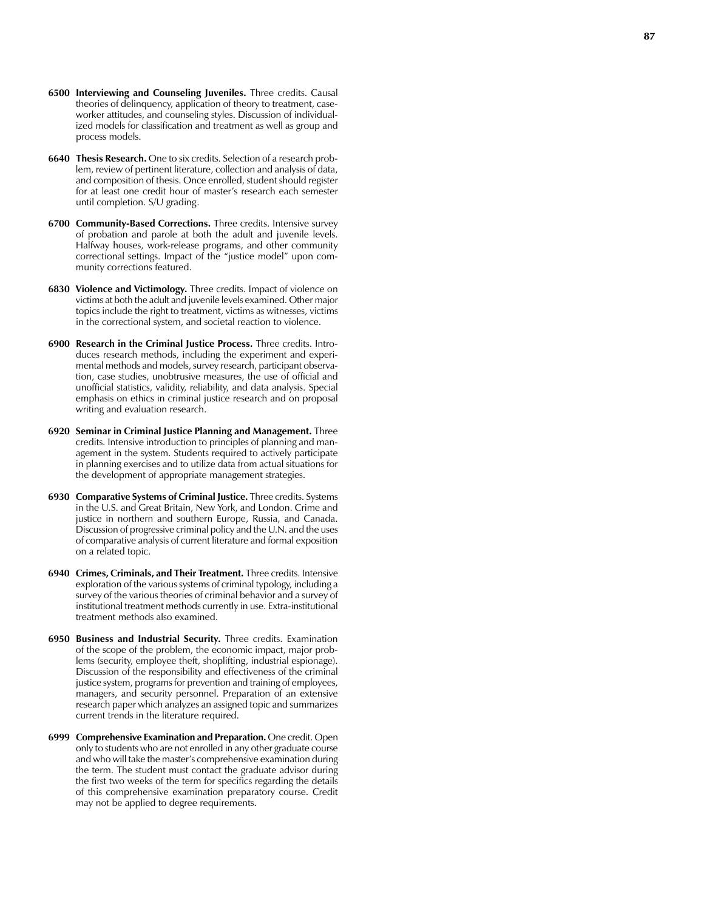**6500 Interviewing and Counseling Juveniles.** Three credits. Causal theories of delinquency, application of theory to treatment, caseworker attitudes, and counseling styles. Discussion of individualized models for classification and treatment as well as group and process models.

**6640 Thesis Research.** One to six credits. Selection of a research problem, review of pertinent literature, collection and analysis of data, and composition of thesis. Once enrolled, student should register for at least one credit hour of master's research each semester until completion. S/U grading.

**6700 Community-Based Corrections.** Three credits. Intensive survey of probation and parole at both the adult and juvenile levels. Halfway houses, work-release programs, and other community correctional settings. Impact of the "justice model" upon community corrections featured.

**6830 Violence and Victimology.** Three credits. Impact of violence on victims at both the adult and juvenile levels examined. Other major topics include the right to treatment, victims as witnesses, victims in the correctional system, and societal reaction to violence.

**6900 Research in the Criminal Justice Process.** Three credits. Introduces research methods, including the experiment and experimental methods and models, survey research, participant observation, case studies, unobtrusive measures, the use of official and unofficial statistics, validity, reliability, and data analysis. Special emphasis on ethics in criminal justice research and on proposal writing and evaluation research.

**6920 Seminar in Criminal Justice Planning and Management.** Three credits. Intensive introduction to principles of planning and management in the system. Students required to actively participate in planning exercises and to utilize data from actual situations for the development of appropriate management strategies.

**6930 Comparative Systems of Criminal Justice.** Three credits. Systems in the U.S. and Great Britain, New York, and London. Crime and justice in northern and southern Europe, Russia, and Canada. Discussion of progressive criminal policy and the U.N. and the uses of comparative analysis of current literature and formal exposition on a related topic.

**6940 Crimes, Criminals, and Their Treatment.** Three credits. Intensive exploration of the various systems of criminal typology, including a survey of the various theories of criminal behavior and a survey of institutional treatment methods currently in use. Extra-institutional treatment methods also examined.

**6950 Business and Industrial Security.** Three credits. Examination of the scope of the problem, the economic impact, major problems (security, employee theft, shoplifting, industrial espionage). Discussion of the responsibility and effectiveness of the criminal justice system, programs for prevention and training of employees, managers, and security personnel. Preparation of an extensive research paper which analyzes an assigned topic and summarizes current trends in the literature required.

**6999 Comprehensive Examination and Preparation.** One credit. Open only to students who are not enrolled in any other graduate course and who will take the master's comprehensive examination during the term. The student must contact the graduate advisor during the first two weeks of the term for specifics regarding the details of this comprehensive examination preparatory course. Credit may not be applied to degree requirements.